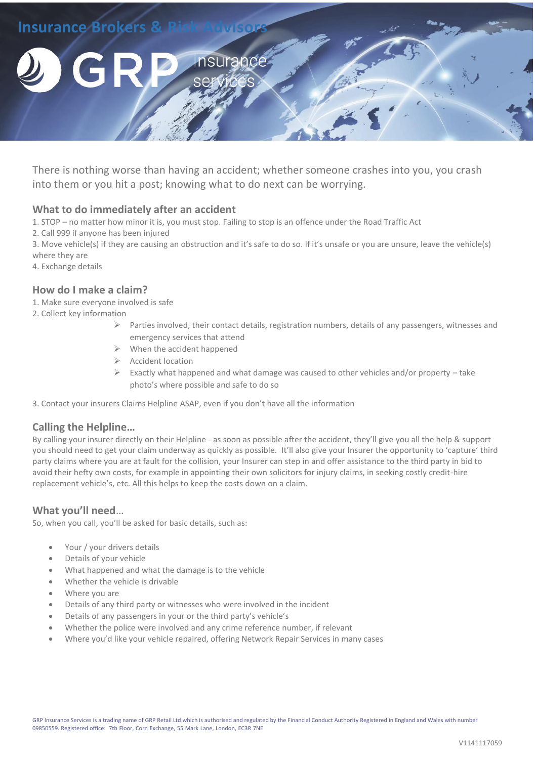Insurance Brokers & Risk Advisors

GRP Insurance services

There is nothing worse than having an accident; whether someone crashes into you, you crash into them or you hit a post; knowing what to do next can be worrying.

## What to do immediately after an accident

1. STOP – no matter how minor it is, you must stop. Failing to stop is an offence under the Road Traffic Act
2. Call 999 if anyone has been injured
3. Move vehicle(s) if they are causing an obstruction and it's safe to do so. If it's unsafe or you are unsure, leave the vehicle(s) where they are
4. Exchange details

## How do I make a claim?

1. Make sure everyone involved is safe
2. Collect key information
   - Parties involved, their contact details, registration numbers, details of any passengers, witnesses and emergency services that attend
   - When the accident happened
   - Accident location
   - Exactly what happened and what damage was caused to other vehicles and/or property – take photo's where possible and safe to do so
3. Contact your insurers Claims Helpline ASAP, even if you don't have all the information

## Calling the Helpline…

By calling your insurer directly on their Helpline - as soon as possible after the accident, they'll give you all the help & support you should need to get your claim underway as quickly as possible. It'll also give your Insurer the opportunity to 'capture' third party claims where you are at fault for the collision, your Insurer can step in and offer assistance to the third party in bid to avoid their hefty own costs, for example in appointing their own solicitors for injury claims, in seeking costly credit-hire replacement vehicle's, etc. All this helps to keep the costs down on a claim.

## What you'll need…

So, when you call, you'll be asked for basic details, such as:

- Your / your drivers details
- Details of your vehicle
- What happened and what the damage is to the vehicle
- Whether the vehicle is drivable
- Where you are
- Details of any third party or witnesses who were involved in the incident
- Details of any passengers in your or the third party's vehicle's
- Whether the police were involved and any crime reference number, if relevant
- Where you'd like your vehicle repaired, offering Network Repair Services in many cases

GRP Insurance Services is a trading name of GRP Retail Ltd which is authorised and regulated by the Financial Conduct Authority Registered in England and Wales with number 09850559. Registered office: 7th Floor, Corn Exchange, 55 Mark Lane, London, EC3R 7NE

V1141117059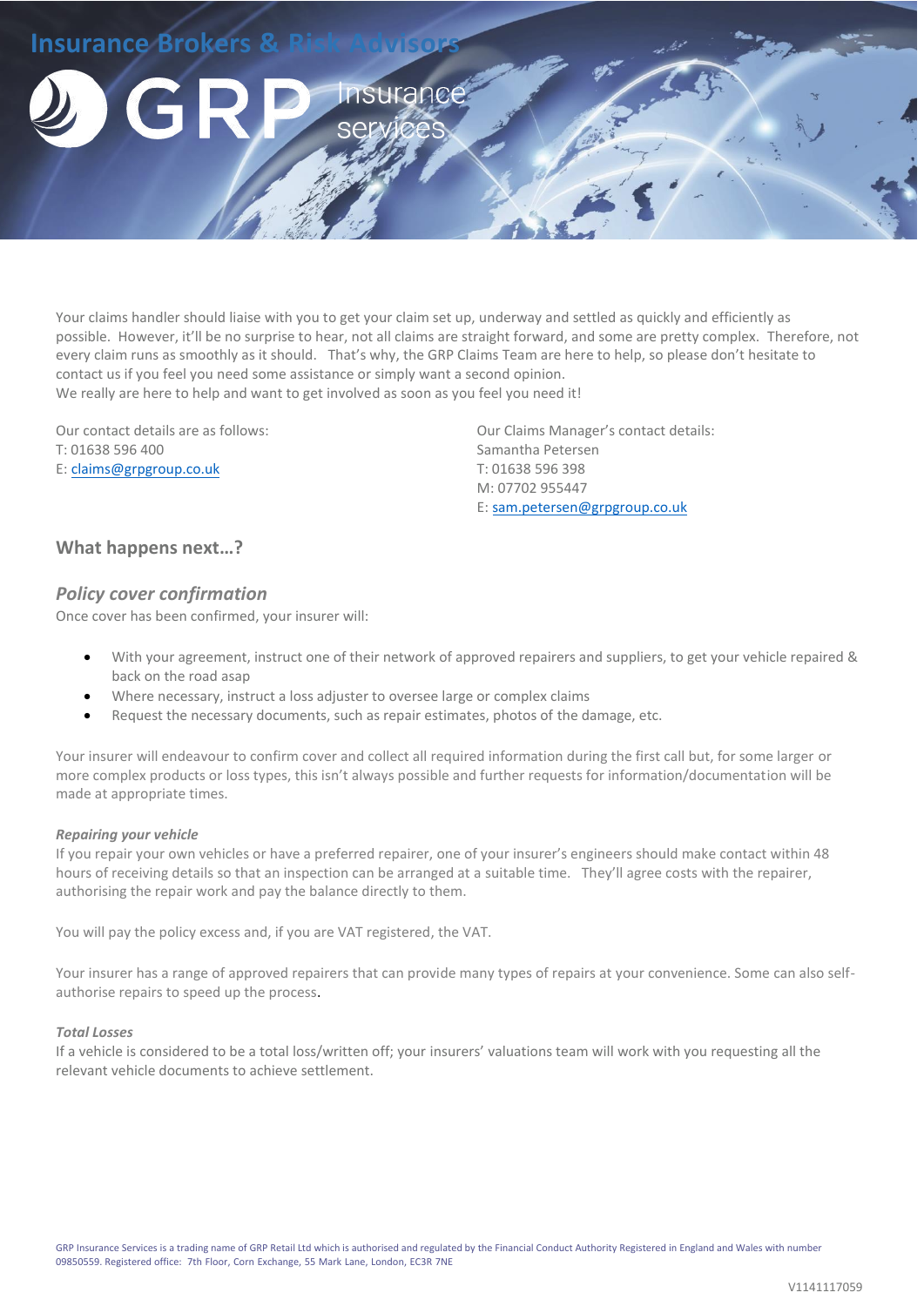Your claims handler should liaise with you to get your claim set up, underway and settled as quickly and efficiently as possible. However, it'll be no surprise to hear, not all claims are straight forward, and some are pretty complex. Therefore, not every claim runs as smoothly as it should. That's why, the GRP Claims Team are here to help, so please don't hesitate to contact us if you feel you need some assistance or simply want a second opinion.
We really are here to help and want to get involved as soon as you feel you need it!

Our contact details are as follows:
T: 01638 596 400
E: claims@grpgroup.co.uk

Our Claims Manager's contact details:
Samantha Petersen
T: 01638 596 398
M: 07702 955447
E: sam.petersen@grpgroup.co.uk

## What happens next…?

### *Policy cover confirmation*

Once cover has been confirmed, your insurer will:

- With your agreement, instruct one of their network of approved repairers and suppliers, to get your vehicle repaired & back on the road asap
- Where necessary, instruct a loss adjuster to oversee large or complex claims
- Request the necessary documents, such as repair estimates, photos of the damage, etc.

Your insurer will endeavour to confirm cover and collect all required information during the first call but, for some larger or more complex products or loss types, this isn't always possible and further requests for information/documentation will be made at appropriate times.

#### *Repairing your vehicle*

If you repair your own vehicles or have a preferred repairer, one of your insurer's engineers should make contact within 48 hours of receiving details so that an inspection can be arranged at a suitable time. They'll agree costs with the repairer, authorising the repair work and pay the balance directly to them.

You will pay the policy excess and, if you are VAT registered, the VAT.

Your insurer has a range of approved repairers that can provide many types of repairs at your convenience. Some can also self-authorise repairs to speed up the process.

#### *Total Losses*

If a vehicle is considered to be a total loss/written off; your insurers' valuations team will work with you requesting all the relevant vehicle documents to achieve settlement.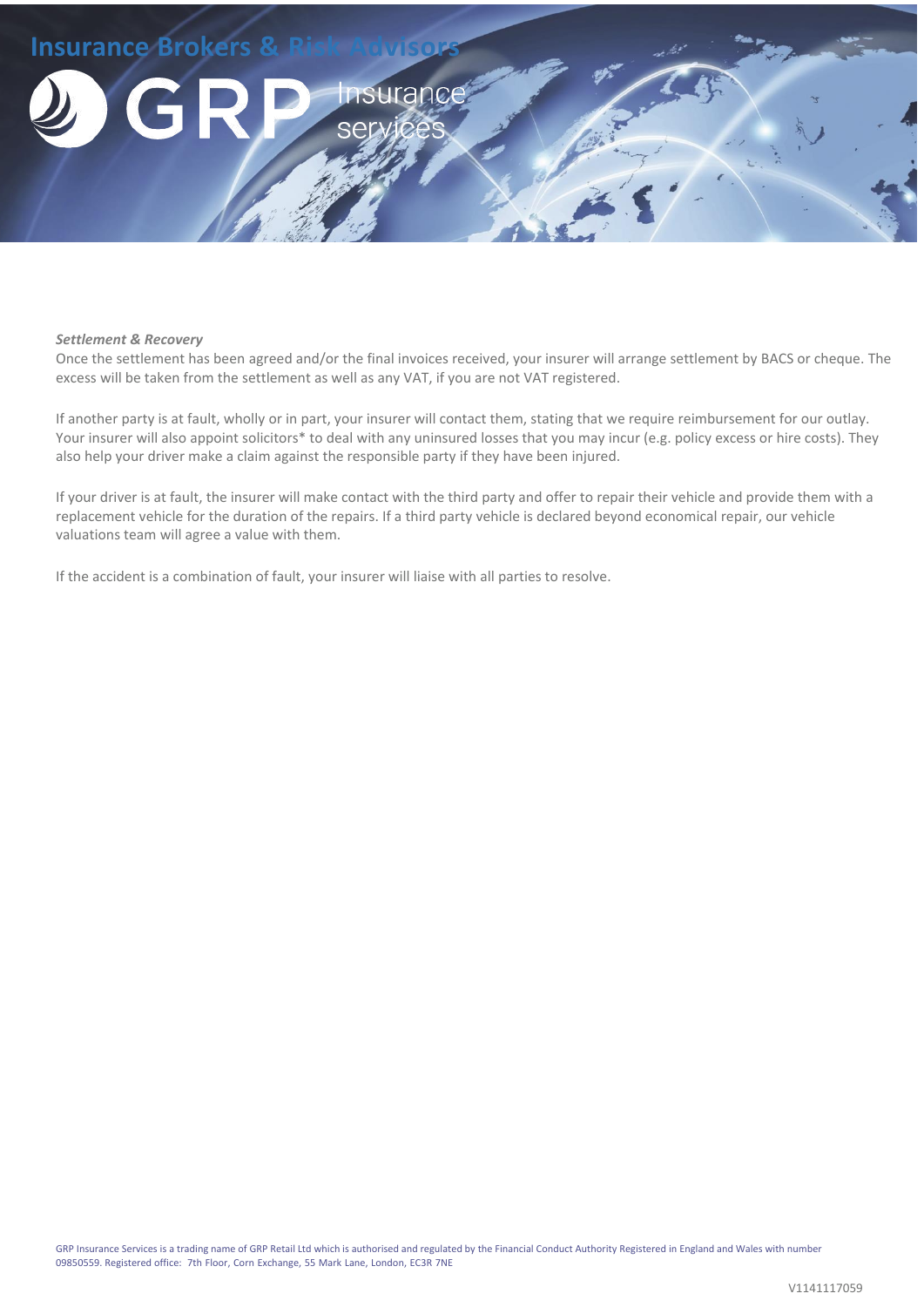***Settlement & Recovery***

Once the settlement has been agreed and/or the final invoices received, your insurer will arrange settlement by BACS or cheque. The excess will be taken from the settlement as well as any VAT, if you are not VAT registered.

If another party is at fault, wholly or in part, your insurer will contact them, stating that we require reimbursement for our outlay. Your insurer will also appoint solicitors* to deal with any uninsured losses that you may incur (e.g. policy excess or hire costs). They also help your driver make a claim against the responsible party if they have been injured.

If your driver is at fault, the insurer will make contact with the third party and offer to repair their vehicle and provide them with a replacement vehicle for the duration of the repairs. If a third party vehicle is declared beyond economical repair, our vehicle valuations team will agree a value with them.

If the accident is a combination of fault, your insurer will liaise with all parties to resolve.